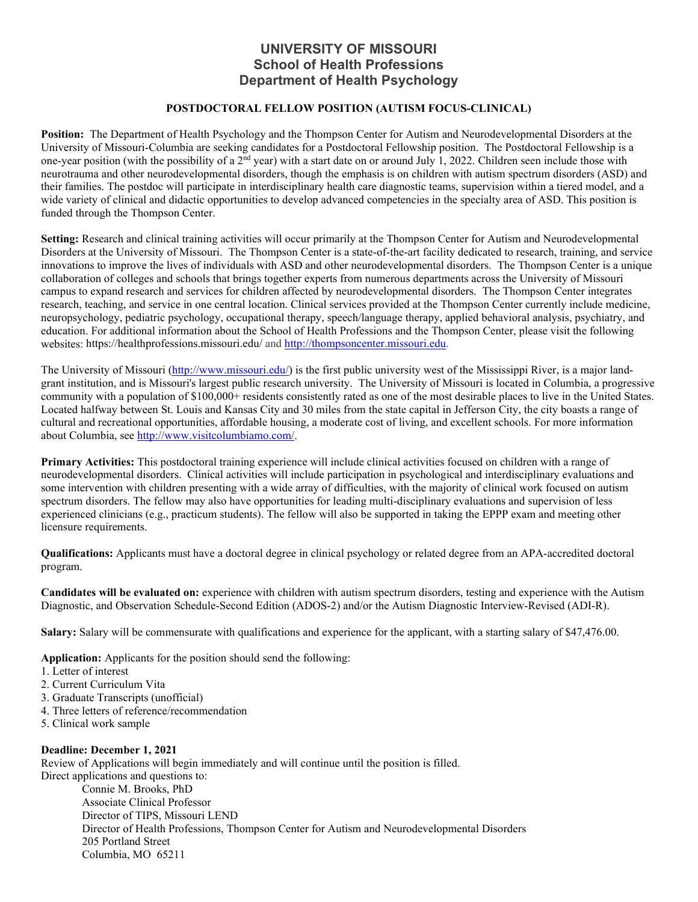# UNIVERSITY OF MISSOURI
## School of Health Professions
## Department of Health Psychology

### POSTDOCTORAL FELLOW POSITION (AUTISM FOCUS-CLINICAL)

**Position:** The Department of Health Psychology and the Thompson Center for Autism and Neurodevelopmental Disorders at the University of Missouri-Columbia are seeking candidates for a Postdoctoral Fellowship position. The Postdoctoral Fellowship is a one-year position (with the possibility of a 2nd year) with a start date on or around July 1, 2022. Children seen include those with neurotrauma and other neurodevelopmental disorders, though the emphasis is on children with autism spectrum disorders (ASD) and their families. The postdoc will participate in interdisciplinary health care diagnostic teams, supervision within a tiered model, and a wide variety of clinical and didactic opportunities to develop advanced competencies in the specialty area of ASD. This position is funded through the Thompson Center.

**Setting:** Research and clinical training activities will occur primarily at the Thompson Center for Autism and Neurodevelopmental Disorders at the University of Missouri. The Thompson Center is a state-of-the-art facility dedicated to research, training, and service innovations to improve the lives of individuals with ASD and other neurodevelopmental disorders. The Thompson Center is a unique collaboration of colleges and schools that brings together experts from numerous departments across the University of Missouri campus to expand research and services for children affected by neurodevelopmental disorders. The Thompson Center integrates research, teaching, and service in one central location. Clinical services provided at the Thompson Center currently include medicine, neuropsychology, pediatric psychology, occupational therapy, speech/language therapy, applied behavioral analysis, psychiatry, and education. For additional information about the School of Health Professions and the Thompson Center, please visit the following websites: https://healthprofessions.missouri.edu/ and http://thompsoncenter.missouri.edu.

The University of Missouri (http://www.missouri.edu/) is the first public university west of the Mississippi River, is a major land-grant institution, and is Missouri's largest public research university. The University of Missouri is located in Columbia, a progressive community with a population of $100,000+ residents consistently rated as one of the most desirable places to live in the United States. Located halfway between St. Louis and Kansas City and 30 miles from the state capital in Jefferson City, the city boasts a range of cultural and recreational opportunities, affordable housing, a moderate cost of living, and excellent schools. For more information about Columbia, see http://www.visitcolumbiamo.com/.

**Primary Activities:** This postdoctoral training experience will include clinical activities focused on children with a range of neurodevelopmental disorders. Clinical activities will include participation in psychological and interdisciplinary evaluations and some intervention with children presenting with a wide array of difficulties, with the majority of clinical work focused on autism spectrum disorders. The fellow may also have opportunities for leading multi-disciplinary evaluations and supervision of less experienced clinicians (e.g., practicum students). The fellow will also be supported in taking the EPPP exam and meeting other licensure requirements.

**Qualifications:** Applicants must have a doctoral degree in clinical psychology or related degree from an APA-accredited doctoral program.

**Candidates will be evaluated on:** experience with children with autism spectrum disorders, testing and experience with the Autism Diagnostic, and Observation Schedule-Second Edition (ADOS-2) and/or the Autism Diagnostic Interview-Revised (ADI-R).

**Salary:** Salary will be commensurate with qualifications and experience for the applicant, with a starting salary of $47,476.00.

**Application:** Applicants for the position should send the following:

1. Letter of interest
2. Current Curriculum Vita
3. Graduate Transcripts (unofficial)
4. Three letters of reference/recommendation
5. Clinical work sample

**Deadline: December 1, 2021**

Review of Applications will begin immediately and will continue until the position is filled.

Direct applications and questions to:

Connie M. Brooks, PhD
Associate Clinical Professor
Director of TIPS, Missouri LEND
Director of Health Professions, Thompson Center for Autism and Neurodevelopmental Disorders
205 Portland Street
Columbia, MO 65211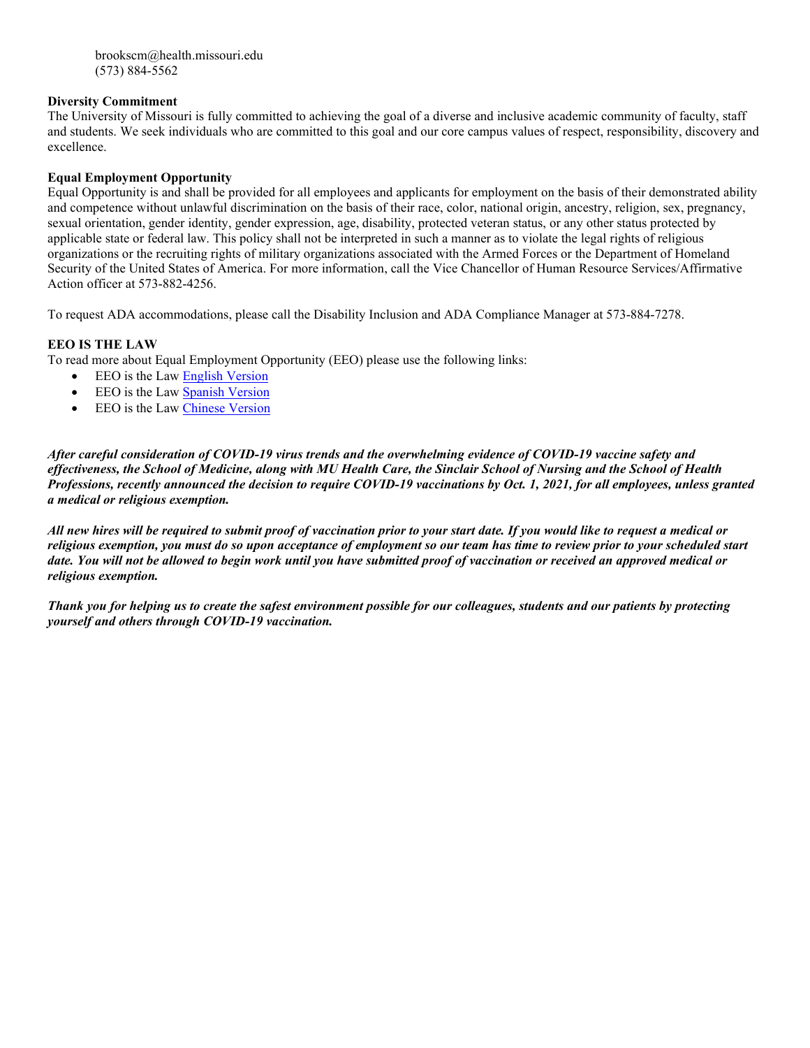brookscm@health.missouri.edu
(573) 884-5562

**Diversity Commitment**
The University of Missouri is fully committed to achieving the goal of a diverse and inclusive academic community of faculty, staff and students. We seek individuals who are committed to this goal and our core campus values of respect, responsibility, discovery and excellence.

**Equal Employment Opportunity**
Equal Opportunity is and shall be provided for all employees and applicants for employment on the basis of their demonstrated ability and competence without unlawful discrimination on the basis of their race, color, national origin, ancestry, religion, sex, pregnancy, sexual orientation, gender identity, gender expression, age, disability, protected veteran status, or any other status protected by applicable state or federal law. This policy shall not be interpreted in such a manner as to violate the legal rights of religious organizations or the recruiting rights of military organizations associated with the Armed Forces or the Department of Homeland Security of the United States of America. For more information, call the Vice Chancellor of Human Resource Services/Affirmative Action officer at 573-882-4256.

To request ADA accommodations, please call the Disability Inclusion and ADA Compliance Manager at 573-884-7278.

**EEO IS THE LAW**
To read more about Equal Employment Opportunity (EEO) please use the following links:

- EEO is the Law English Version
- EEO is the Law Spanish Version
- EEO is the Law Chinese Version

***After careful consideration of COVID-19 virus trends and the overwhelming evidence of COVID-19 vaccine safety and effectiveness, the School of Medicine, along with MU Health Care, the Sinclair School of Nursing and the School of Health Professions, recently announced the decision to require COVID-19 vaccinations by Oct. 1, 2021, for all employees, unless granted a medical or religious exemption.***

***All new hires will be required to submit proof of vaccination prior to your start date. If you would like to request a medical or religious exemption, you must do so upon acceptance of employment so our team has time to review prior to your scheduled start date. You will not be allowed to begin work until you have submitted proof of vaccination or received an approved medical or religious exemption.***

***Thank you for helping us to create the safest environment possible for our colleagues, students and our patients by protecting yourself and others through COVID-19 vaccination.***